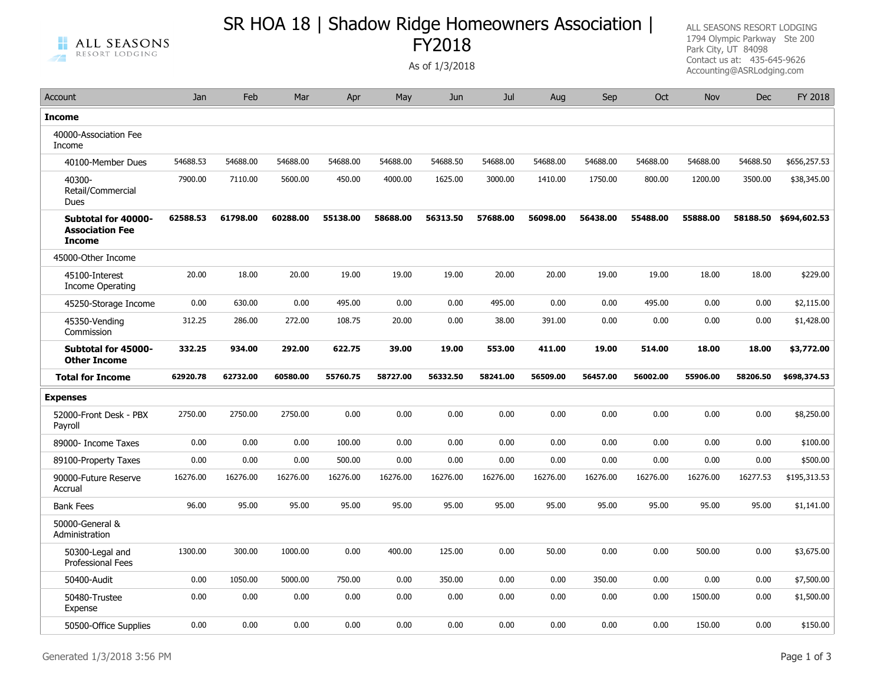# SR HOA 18 | Shadow Ridge Homeowners Association | FY2018

As of 1/3/2018

ALL SEASONS RESORT LODGING
1794 Olympic Parkway Ste 200
Park City, UT 84098
Contact us at: 435-645-9626
Accounting@ASRLodging.com

| Account | Jan | Feb | Mar | Apr | May | Jun | Jul | Aug | Sep | Oct | Nov | Dec | FY 2018 |
|---|---|---|---|---|---|---|---|---|---|---|---|---|---|
| **Income** | | | | | | | | | | | | | |
| 40000-Association Fee Income | | | | | | | | | | | | | |
| 40100-Member Dues | 54688.53 | 54688.00 | 54688.00 | 54688.00 | 54688.00 | 54688.50 | 54688.00 | 54688.00 | 54688.00 | 54688.00 | 54688.00 | 54688.50 | $656,257.53 |
| 40300-Retail/Commercial Dues | 7900.00 | 7110.00 | 5600.00 | 450.00 | 4000.00 | 1625.00 | 3000.00 | 1410.00 | 1750.00 | 800.00 | 1200.00 | 3500.00 | $38,345.00 |
| **Subtotal for 40000-Association Fee Income** | **62588.53** | **61798.00** | **60288.00** | **55138.00** | **58688.00** | **56313.50** | **57688.00** | **56098.00** | **56438.00** | **55488.00** | **55888.00** | **58188.50** | **$694,602.53** |
| 45000-Other Income | | | | | | | | | | | | | |
| 45100-Interest Income Operating | 20.00 | 18.00 | 20.00 | 19.00 | 19.00 | 19.00 | 20.00 | 20.00 | 19.00 | 19.00 | 18.00 | 18.00 | $229.00 |
| 45250-Storage Income | 0.00 | 630.00 | 0.00 | 495.00 | 0.00 | 0.00 | 495.00 | 0.00 | 0.00 | 495.00 | 0.00 | 0.00 | $2,115.00 |
| 45350-Vending Commission | 312.25 | 286.00 | 272.00 | 108.75 | 20.00 | 0.00 | 38.00 | 391.00 | 0.00 | 0.00 | 0.00 | 0.00 | $1,428.00 |
| **Subtotal for 45000-Other Income** | **332.25** | **934.00** | **292.00** | **622.75** | **39.00** | **19.00** | **553.00** | **411.00** | **19.00** | **514.00** | **18.00** | **18.00** | **$3,772.00** |
| **Total for Income** | **62920.78** | **62732.00** | **60580.00** | **55760.75** | **58727.00** | **56332.50** | **58241.00** | **56509.00** | **56457.00** | **56002.00** | **55906.00** | **58206.50** | **$698,374.53** |
| **Expenses** | | | | | | | | | | | | | |
| 52000-Front Desk - PBX Payroll | 2750.00 | 2750.00 | 2750.00 | 0.00 | 0.00 | 0.00 | 0.00 | 0.00 | 0.00 | 0.00 | 0.00 | 0.00 | $8,250.00 |
| 89000- Income Taxes | 0.00 | 0.00 | 0.00 | 100.00 | 0.00 | 0.00 | 0.00 | 0.00 | 0.00 | 0.00 | 0.00 | 0.00 | $100.00 |
| 89100-Property Taxes | 0.00 | 0.00 | 0.00 | 500.00 | 0.00 | 0.00 | 0.00 | 0.00 | 0.00 | 0.00 | 0.00 | 0.00 | $500.00 |
| 90000-Future Reserve Accrual | 16276.00 | 16276.00 | 16276.00 | 16276.00 | 16276.00 | 16276.00 | 16276.00 | 16276.00 | 16276.00 | 16276.00 | 16276.00 | 16277.53 | $195,313.53 |
| Bank Fees | 96.00 | 95.00 | 95.00 | 95.00 | 95.00 | 95.00 | 95.00 | 95.00 | 95.00 | 95.00 | 95.00 | 95.00 | $1,141.00 |
| 50000-General & Administration | | | | | | | | | | | | | |
| 50300-Legal and Professional Fees | 1300.00 | 300.00 | 1000.00 | 0.00 | 400.00 | 125.00 | 0.00 | 50.00 | 0.00 | 0.00 | 500.00 | 0.00 | $3,675.00 |
| 50400-Audit | 0.00 | 1050.00 | 5000.00 | 750.00 | 0.00 | 350.00 | 0.00 | 0.00 | 350.00 | 0.00 | 0.00 | 0.00 | $7,500.00 |
| 50480-Trustee Expense | 0.00 | 0.00 | 0.00 | 0.00 | 0.00 | 0.00 | 0.00 | 0.00 | 0.00 | 0.00 | 1500.00 | 0.00 | $1,500.00 |
| 50500-Office Supplies | 0.00 | 0.00 | 0.00 | 0.00 | 0.00 | 0.00 | 0.00 | 0.00 | 0.00 | 0.00 | 150.00 | 0.00 | $150.00 |

Generated 1/3/2018 3:56 PM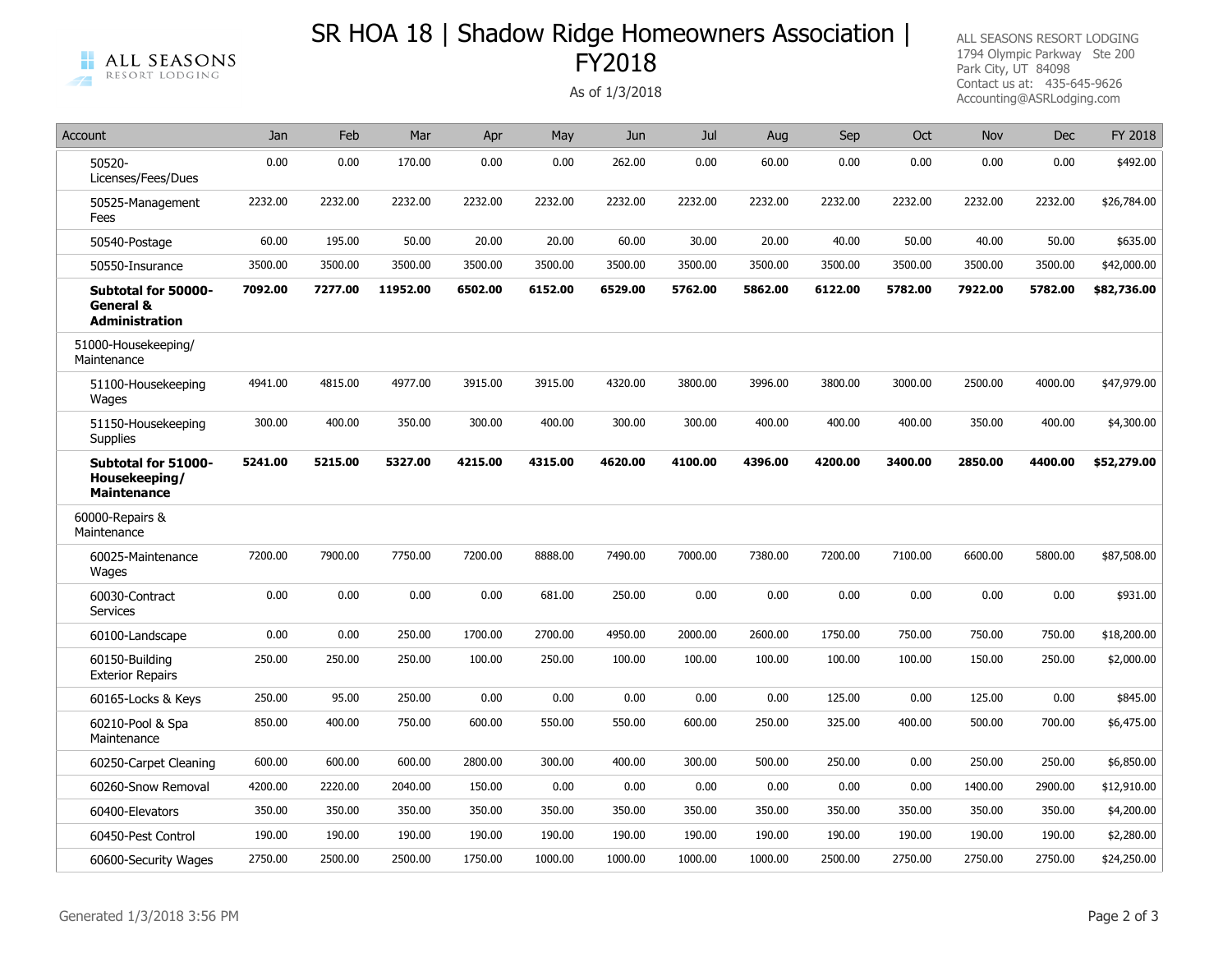# SR HOA 18 | Shadow Ridge Homeowners Association | FY2018

As of 1/3/2018

ALL SEASONS RESORT LODGING
1794 Olympic Parkway Ste 200
Park City, UT 84098
Contact us at: 435-645-9626
Accounting@ASRLodging.com

| Account | Jan | Feb | Mar | Apr | May | Jun | Jul | Aug | Sep | Oct | Nov | Dec | FY 2018 |
|---|---|---|---|---|---|---|---|---|---|---|---|---|---|
| 50520-Licenses/Fees/Dues | 0.00 | 0.00 | 170.00 | 0.00 | 0.00 | 262.00 | 0.00 | 60.00 | 0.00 | 0.00 | 0.00 | 0.00 | $492.00 |
| 50525-Management Fees | 2232.00 | 2232.00 | 2232.00 | 2232.00 | 2232.00 | 2232.00 | 2232.00 | 2232.00 | 2232.00 | 2232.00 | 2232.00 | 2232.00 | $26,784.00 |
| 50540-Postage | 60.00 | 195.00 | 50.00 | 20.00 | 20.00 | 60.00 | 30.00 | 20.00 | 40.00 | 50.00 | 40.00 | 50.00 | $635.00 |
| 50550-Insurance | 3500.00 | 3500.00 | 3500.00 | 3500.00 | 3500.00 | 3500.00 | 3500.00 | 3500.00 | 3500.00 | 3500.00 | 3500.00 | 3500.00 | $42,000.00 |
| **Subtotal for 50000-General & Administration** | **7092.00** | **7277.00** | **11952.00** | **6502.00** | **6152.00** | **6529.00** | **5762.00** | **5862.00** | **6122.00** | **5782.00** | **7922.00** | **5782.00** | **$82,736.00** |
| 51000-Housekeeping/Maintenance | | | | | | | | | | | | | |
| 51100-Housekeeping Wages | 4941.00 | 4815.00 | 4977.00 | 3915.00 | 3915.00 | 4320.00 | 3800.00 | 3996.00 | 3800.00 | 3000.00 | 2500.00 | 4000.00 | $47,979.00 |
| 51150-Housekeeping Supplies | 300.00 | 400.00 | 350.00 | 300.00 | 400.00 | 300.00 | 300.00 | 400.00 | 400.00 | 400.00 | 350.00 | 400.00 | $4,300.00 |
| **Subtotal for 51000-Housekeeping/Maintenance** | **5241.00** | **5215.00** | **5327.00** | **4215.00** | **4315.00** | **4620.00** | **4100.00** | **4396.00** | **4200.00** | **3400.00** | **2850.00** | **4400.00** | **$52,279.00** |
| 60000-Repairs & Maintenance | | | | | | | | | | | | | |
| 60025-Maintenance Wages | 7200.00 | 7900.00 | 7750.00 | 7200.00 | 8888.00 | 7490.00 | 7000.00 | 7380.00 | 7200.00 | 7100.00 | 6600.00 | 5800.00 | $87,508.00 |
| 60030-Contract Services | 0.00 | 0.00 | 0.00 | 0.00 | 681.00 | 250.00 | 0.00 | 0.00 | 0.00 | 0.00 | 0.00 | 0.00 | $931.00 |
| 60100-Landscape | 0.00 | 0.00 | 250.00 | 1700.00 | 2700.00 | 4950.00 | 2000.00 | 2600.00 | 1750.00 | 750.00 | 750.00 | 750.00 | $18,200.00 |
| 60150-Building Exterior Repairs | 250.00 | 250.00 | 250.00 | 100.00 | 250.00 | 100.00 | 100.00 | 100.00 | 100.00 | 100.00 | 150.00 | 250.00 | $2,000.00 |
| 60165-Locks & Keys | 250.00 | 95.00 | 250.00 | 0.00 | 0.00 | 0.00 | 0.00 | 0.00 | 125.00 | 0.00 | 125.00 | 0.00 | $845.00 |
| 60210-Pool & Spa Maintenance | 850.00 | 400.00 | 750.00 | 600.00 | 550.00 | 550.00 | 600.00 | 250.00 | 325.00 | 400.00 | 500.00 | 700.00 | $6,475.00 |
| 60250-Carpet Cleaning | 600.00 | 600.00 | 600.00 | 2800.00 | 300.00 | 400.00 | 300.00 | 500.00 | 250.00 | 0.00 | 250.00 | 250.00 | $6,850.00 |
| 60260-Snow Removal | 4200.00 | 2220.00 | 2040.00 | 150.00 | 0.00 | 0.00 | 0.00 | 0.00 | 0.00 | 0.00 | 1400.00 | 2900.00 | $12,910.00 |
| 60400-Elevators | 350.00 | 350.00 | 350.00 | 350.00 | 350.00 | 350.00 | 350.00 | 350.00 | 350.00 | 350.00 | 350.00 | 350.00 | $4,200.00 |
| 60450-Pest Control | 190.00 | 190.00 | 190.00 | 190.00 | 190.00 | 190.00 | 190.00 | 190.00 | 190.00 | 190.00 | 190.00 | 190.00 | $2,280.00 |
| 60600-Security Wages | 2750.00 | 2500.00 | 2500.00 | 1750.00 | 1000.00 | 1000.00 | 1000.00 | 1000.00 | 2500.00 | 2750.00 | 2750.00 | 2750.00 | $24,250.00 |

Generated 1/3/2018 3:56 PM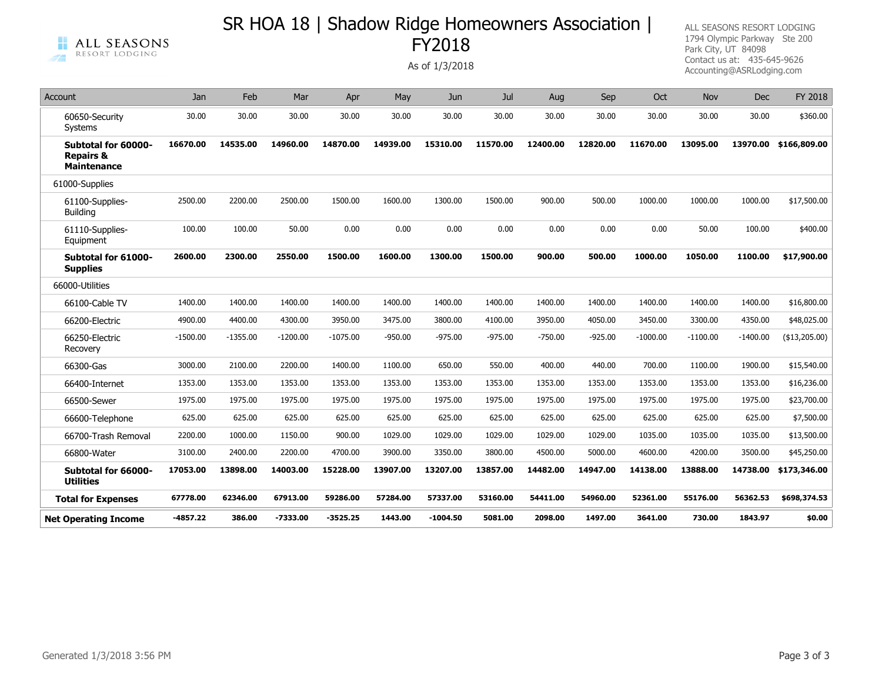# SR HOA 18 | Shadow Ridge Homeowners Association | FY2018

As of 1/3/2018

ALL SEASONS RESORT LODGING
1794 Olympic Parkway Ste 200
Park City, UT 84098
Contact us at: 435-645-9626
Accounting@ASRLodging.com

| Account | Jan | Feb | Mar | Apr | May | Jun | Jul | Aug | Sep | Oct | Nov | Dec | FY 2018 |
|---|---|---|---|---|---|---|---|---|---|---|---|---|---|
| 60650-Security Systems | 30.00 | 30.00 | 30.00 | 30.00 | 30.00 | 30.00 | 30.00 | 30.00 | 30.00 | 30.00 | 30.00 | 30.00 | $360.00 |
| **Subtotal for 60000-Repairs & Maintenance** | **16670.00** | **14535.00** | **14960.00** | **14870.00** | **14939.00** | **15310.00** | **11570.00** | **12400.00** | **12820.00** | **11670.00** | **13095.00** | **13970.00** | **$166,809.00** |
| 61000-Supplies | | | | | | | | | | | | | |
| 61100-Supplies-Building | 2500.00 | 2200.00 | 2500.00 | 1500.00 | 1600.00 | 1300.00 | 1500.00 | 900.00 | 500.00 | 1000.00 | 1000.00 | 1000.00 | $17,500.00 |
| 61110-Supplies-Equipment | 100.00 | 100.00 | 50.00 | 0.00 | 0.00 | 0.00 | 0.00 | 0.00 | 0.00 | 0.00 | 50.00 | 100.00 | $400.00 |
| **Subtotal for 61000-Supplies** | **2600.00** | **2300.00** | **2550.00** | **1500.00** | **1600.00** | **1300.00** | **1500.00** | **900.00** | **500.00** | **1000.00** | **1050.00** | **1100.00** | **$17,900.00** |
| 66000-Utilities | | | | | | | | | | | | | |
| 66100-Cable TV | 1400.00 | 1400.00 | 1400.00 | 1400.00 | 1400.00 | 1400.00 | 1400.00 | 1400.00 | 1400.00 | 1400.00 | 1400.00 | 1400.00 | $16,800.00 |
| 66200-Electric | 4900.00 | 4400.00 | 4300.00 | 3950.00 | 3475.00 | 3800.00 | 4100.00 | 3950.00 | 4050.00 | 3450.00 | 3300.00 | 4350.00 | $48,025.00 |
| 66250-Electric Recovery | -1500.00 | -1355.00 | -1200.00 | -1075.00 | -950.00 | -975.00 | -975.00 | -750.00 | -925.00 | -1000.00 | -1100.00 | -1400.00 | ($13,205.00) |
| 66300-Gas | 3000.00 | 2100.00 | 2200.00 | 1400.00 | 1100.00 | 650.00 | 550.00 | 400.00 | 440.00 | 700.00 | 1100.00 | 1900.00 | $15,540.00 |
| 66400-Internet | 1353.00 | 1353.00 | 1353.00 | 1353.00 | 1353.00 | 1353.00 | 1353.00 | 1353.00 | 1353.00 | 1353.00 | 1353.00 | 1353.00 | $16,236.00 |
| 66500-Sewer | 1975.00 | 1975.00 | 1975.00 | 1975.00 | 1975.00 | 1975.00 | 1975.00 | 1975.00 | 1975.00 | 1975.00 | 1975.00 | 1975.00 | $23,700.00 |
| 66600-Telephone | 625.00 | 625.00 | 625.00 | 625.00 | 625.00 | 625.00 | 625.00 | 625.00 | 625.00 | 625.00 | 625.00 | 625.00 | $7,500.00 |
| 66700-Trash Removal | 2200.00 | 1000.00 | 1150.00 | 900.00 | 1029.00 | 1029.00 | 1029.00 | 1029.00 | 1029.00 | 1035.00 | 1035.00 | 1035.00 | $13,500.00 |
| 66800-Water | 3100.00 | 2400.00 | 2200.00 | 4700.00 | 3900.00 | 3350.00 | 3800.00 | 4500.00 | 5000.00 | 4600.00 | 4200.00 | 3500.00 | $45,250.00 |
| **Subtotal for 66000-Utilities** | **17053.00** | **13898.00** | **14003.00** | **15228.00** | **13907.00** | **13207.00** | **13857.00** | **14482.00** | **14947.00** | **14138.00** | **13888.00** | **14738.00** | **$173,346.00** |
| **Total for Expenses** | **67778.00** | **62346.00** | **67913.00** | **59286.00** | **57284.00** | **57337.00** | **53160.00** | **54411.00** | **54960.00** | **52361.00** | **55176.00** | **56362.53** | **$698,374.53** |
| **Net Operating Income** | **-4857.22** | **386.00** | **-7333.00** | **-3525.25** | **1443.00** | **-1004.50** | **5081.00** | **2098.00** | **1497.00** | **3641.00** | **730.00** | **1843.97** | **$0.00** |

Generated 1/3/2018 3:56 PM